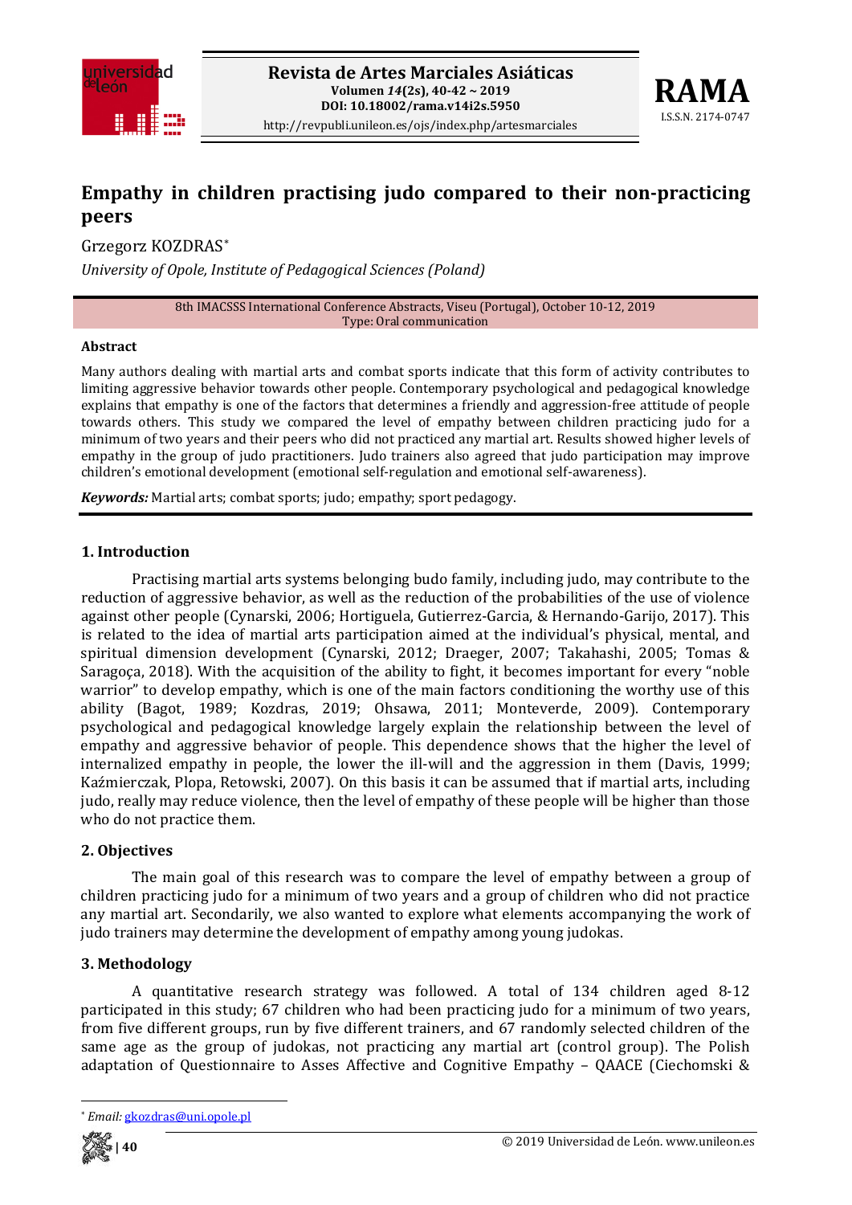# Empathy in children practising judo compared to their non-practicing peers

Grzegorz KOZDRAS*

*University of Opole, Institute of Pedagogical Sciences (Poland)*

8th IMACSSS International Conference Abstracts, Viseu (Portugal), October 10-12, 2019
Type: Oral communication

**Abstract**

Many authors dealing with martial arts and combat sports indicate that this form of activity contributes to limiting aggressive behavior towards other people. Contemporary psychological and pedagogical knowledge explains that empathy is one of the factors that determines a friendly and aggression-free attitude of people towards others. This study we compared the level of empathy between children practicing judo for a minimum of two years and their peers who did not practiced any martial art. Results showed higher levels of empathy in the group of judo practitioners. Judo trainers also agreed that judo participation may improve children's emotional development (emotional self-regulation and emotional self-awareness).

***Keywords:*** Martial arts; combat sports; judo; empathy; sport pedagogy.

## 1. Introduction

Practising martial arts systems belonging budo family, including judo, may contribute to the reduction of aggressive behavior, as well as the reduction of the probabilities of the use of violence against other people (Cynarski, 2006; Hortiguela, Gutierrez-Garcia, & Hernando-Garijo, 2017). This is related to the idea of martial arts participation aimed at the individual's physical, mental, and spiritual dimension development (Cynarski, 2012; Draeger, 2007; Takahashi, 2005; Tomas & Saragoça, 2018). With the acquisition of the ability to fight, it becomes important for every "noble warrior" to develop empathy, which is one of the main factors conditioning the worthy use of this ability (Bagot, 1989; Kozdras, 2019; Ohsawa, 2011; Monteverde, 2009). Contemporary psychological and pedagogical knowledge largely explain the relationship between the level of empathy and aggressive behavior of people. This dependence shows that the higher the level of internalized empathy in people, the lower the ill-will and the aggression in them (Davis, 1999; Kaźmierczak, Plopa, Retowski, 2007). On this basis it can be assumed that if martial arts, including judo, really may reduce violence, then the level of empathy of these people will be higher than those who do not practice them.

## 2. Objectives

The main goal of this research was to compare the level of empathy between a group of children practicing judo for a minimum of two years and a group of children who did not practice any martial art. Secondarily, we also wanted to explore what elements accompanying the work of judo trainers may determine the development of empathy among young judokas.

## 3. Methodology

A quantitative research strategy was followed. A total of 134 children aged 8-12 participated in this study; 67 children who had been practicing judo for a minimum of two years, from five different groups, run by five different trainers, and 67 randomly selected children of the same age as the group of judokas, not practicing any martial art (control group). The Polish adaptation of Questionnaire to Asses Affective and Cognitive Empathy – QAACE (Ciechomski &

---

* *Email:* gkozdras@uni.opole.pl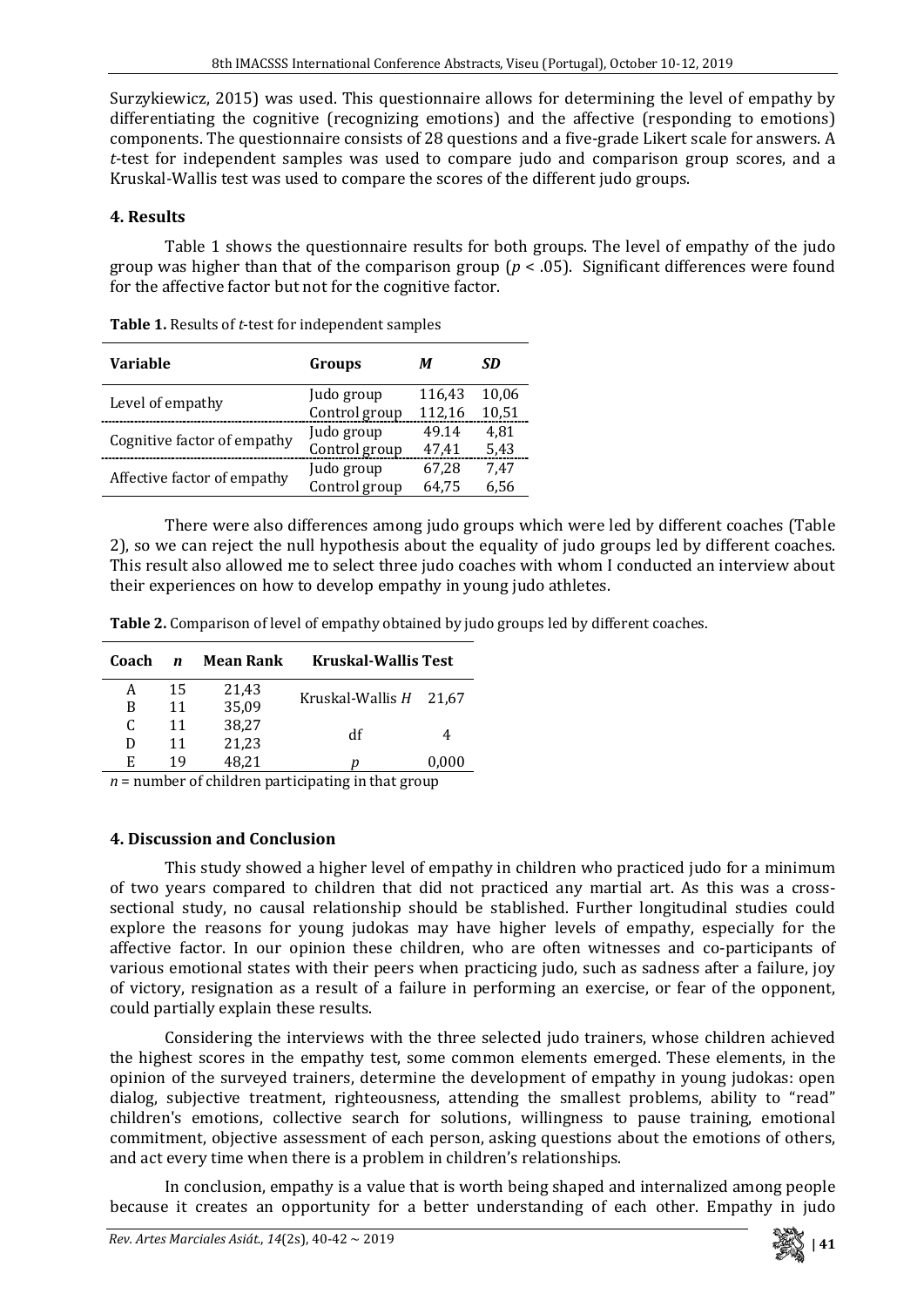Surzykiewicz, 2015) was used. This questionnaire allows for determining the level of empathy by differentiating the cognitive (recognizing emotions) and the affective (responding to emotions) components. The questionnaire consists of 28 questions and a five-grade Likert scale for answers. A *t*-test for independent samples was used to compare judo and comparison group scores, and a Kruskal-Wallis test was used to compare the scores of the different judo groups.

## 4. Results

Table 1 shows the questionnaire results for both groups. The level of empathy of the judo group was higher than that of the comparison group ($p < .05$). Significant differences were found for the affective factor but not for the cognitive factor.

**Table 1.** Results of *t*-test for independent samples

| Variable | Groups | *M* | *SD* |
|---|---|---|---|
| Level of empathy | Judo group | 116,43 | 10,06 |
| | Control group | 112,16 | 10,51 |
| Cognitive factor of empathy | Judo group | 49.14 | 4,81 |
| | Control group | 47,41 | 5,43 |
| Affective factor of empathy | Judo group | 67,28 | 7,47 |
| | Control group | 64,75 | 6,56 |

There were also differences among judo groups which were led by different coaches (Table 2), so we can reject the null hypothesis about the equality of judo groups led by different coaches. This result also allowed me to select three judo coaches with whom I conducted an interview about their experiences on how to develop empathy in young judo athletes.

**Table 2.** Comparison of level of empathy obtained by judo groups led by different coaches.

| Coach | *n* | Mean Rank | Kruskal-Wallis Test | |
|---|---|---|---|---|
| A | 15 | 21,43 | Kruskal-Wallis *H* | 21,67 |
| B | 11 | 35,09 | | |
| C | 11 | 38,27 | df | 4 |
| D | 11 | 21,23 | | |
| E | 19 | 48,21 | *p* | 0,000 |

*n* = number of children participating in that group

## 4. Discussion and Conclusion

This study showed a higher level of empathy in children who practiced judo for a minimum of two years compared to children that did not practiced any martial art. As this was a cross-sectional study, no causal relationship should be stablished. Further longitudinal studies could explore the reasons for young judokas may have higher levels of empathy, especially for the affective factor. In our opinion these children, who are often witnesses and co-participants of various emotional states with their peers when practicing judo, such as sadness after a failure, joy of victory, resignation as a result of a failure in performing an exercise, or fear of the opponent, could partially explain these results.

Considering the interviews with the three selected judo trainers, whose children achieved the highest scores in the empathy test, some common elements emerged. These elements, in the opinion of the surveyed trainers, determine the development of empathy in young judokas: open dialog, subjective treatment, righteousness, attending the smallest problems, ability to "read" children's emotions, collective search for solutions, willingness to pause training, emotional commitment, objective assessment of each person, asking questions about the emotions of others, and act every time when there is a problem in children's relationships.

In conclusion, empathy is a value that is worth being shaped and internalized among people because it creates an opportunity for a better understanding of each other. Empathy in judo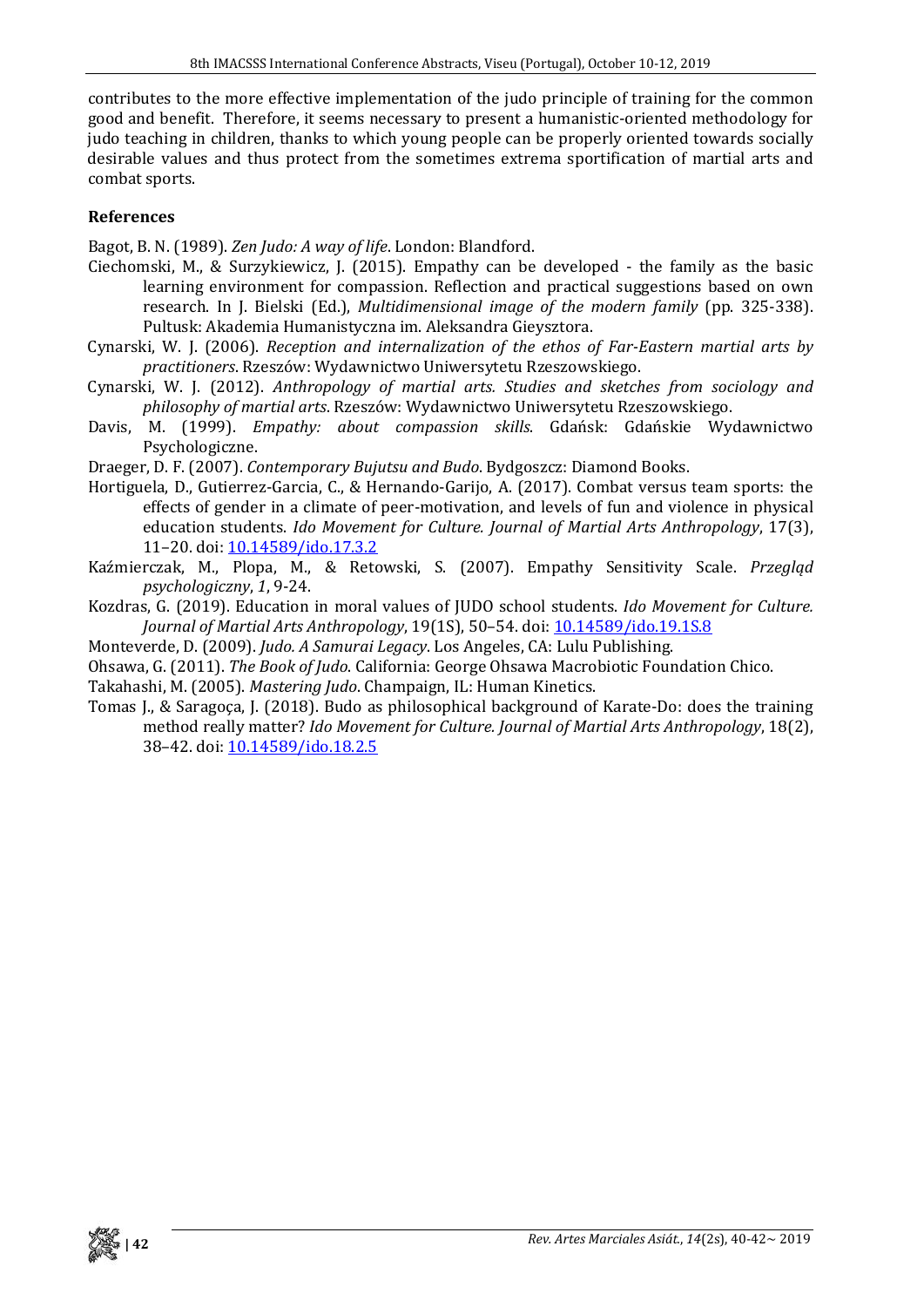contributes to the more effective implementation of the judo principle of training for the common good and benefit. Therefore, it seems necessary to present a humanistic-oriented methodology for judo teaching in children, thanks to which young people can be properly oriented towards socially desirable values and thus protect from the sometimes extrema sportification of martial arts and combat sports.

**References**

Bagot, B. N. (1989). *Zen Judo: A way of life*. London: Blandford.

Ciechomski, M., & Surzykiewicz, J. (2015). Empathy can be developed - the family as the basic learning environment for compassion. Reflection and practical suggestions based on own research. In J. Bielski (Ed.), *Multidimensional image of the modern family* (pp. 325-338). Pultusk: Akademia Humanistyczna im. Aleksandra Gieysztora.

Cynarski, W. J. (2006). *Reception and internalization of the ethos of Far-Eastern martial arts by practitioners*. Rzeszów: Wydawnictwo Uniwersytetu Rzeszowskiego.

Cynarski, W. J. (2012). *Anthropology of martial arts. Studies and sketches from sociology and philosophy of martial arts*. Rzeszów: Wydawnictwo Uniwersytetu Rzeszowskiego.

Davis, M. (1999). *Empathy: about compassion skills*. Gdańsk: Gdańskie Wydawnictwo Psychologiczne.

Draeger, D. F. (2007). *Contemporary Bujutsu and Budo*. Bydgoszcz: Diamond Books.

Hortiguela, D., Gutierrez-Garcia, C., & Hernando-Garijo, A. (2017). Combat versus team sports: the effects of gender in a climate of peer-motivation, and levels of fun and violence in physical education students. *Ido Movement for Culture. Journal of Martial Arts Anthropology*, 17(3), 11–20. doi: 10.14589/ido.17.3.2

Kaźmierczak, M., Plopa, M., & Retowski, S. (2007). Empathy Sensitivity Scale. *Przegląd psychologiczny*, *1*, 9-24.

Kozdras, G. (2019). Education in moral values of JUDO school students. *Ido Movement for Culture. Journal of Martial Arts Anthropology*, 19(1S), 50–54. doi: 10.14589/ido.19.1S.8

Monteverde, D. (2009). *Judo. A Samurai Legacy*. Los Angeles, CA: Lulu Publishing.

Ohsawa, G. (2011). *The Book of Judo*. California: George Ohsawa Macrobiotic Foundation Chico.

Takahashi, M. (2005). *Mastering Judo*. Champaign, IL: Human Kinetics.

Tomas J., & Saragoça, J. (2018). Budo as philosophical background of Karate-Do: does the training method really matter? *Ido Movement for Culture. Journal of Martial Arts Anthropology*, 18(2), 38–42. doi: 10.14589/ido.18.2.5